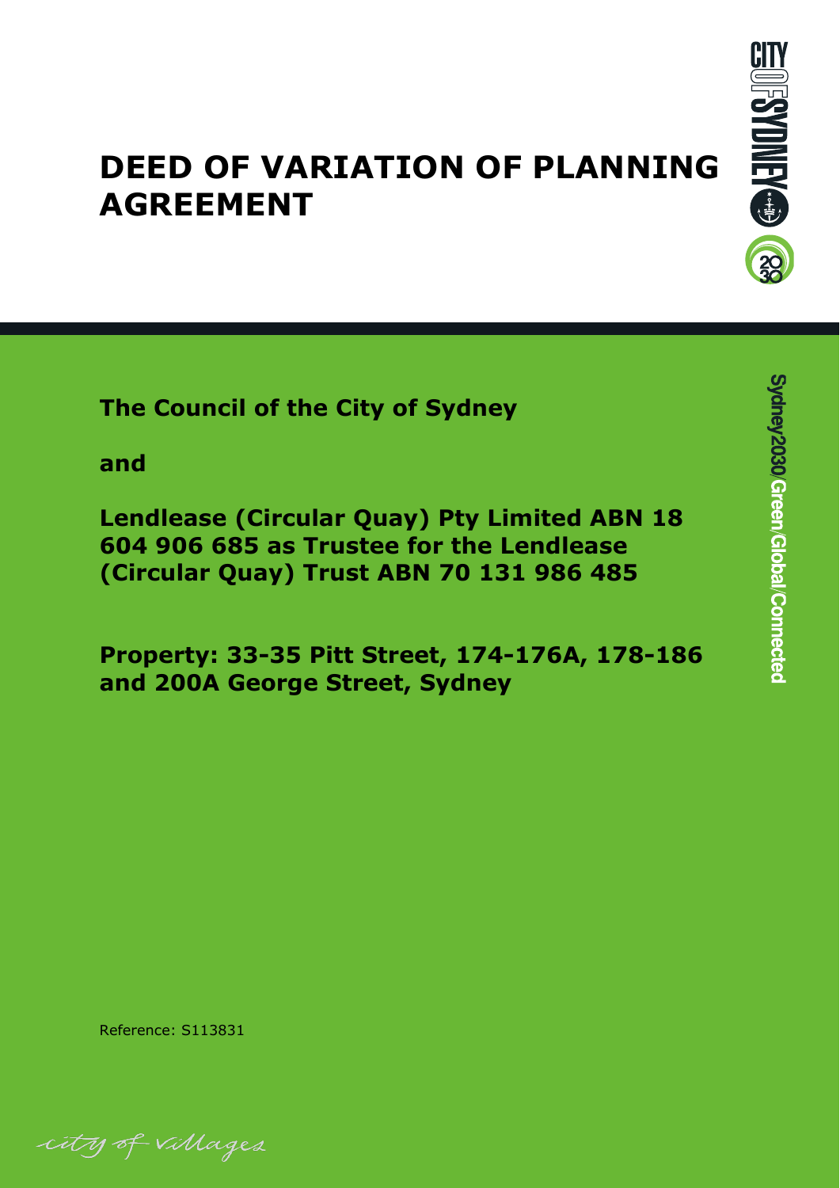# DEED OF VARIATION OF PLANNING AGREEMENT

**The Council of the City of Sydney**

**and**

**Lendlease (Circular Quay) Pty Limited ABN 18 604 906 685 as Trustee for the Lendlease (Circular Quay) Trust ABN 70 131 986 485**

**Property: 33-35 Pitt Street, 174-176A, 178-186 and 200A George Street, Sydney**

Reference: S113831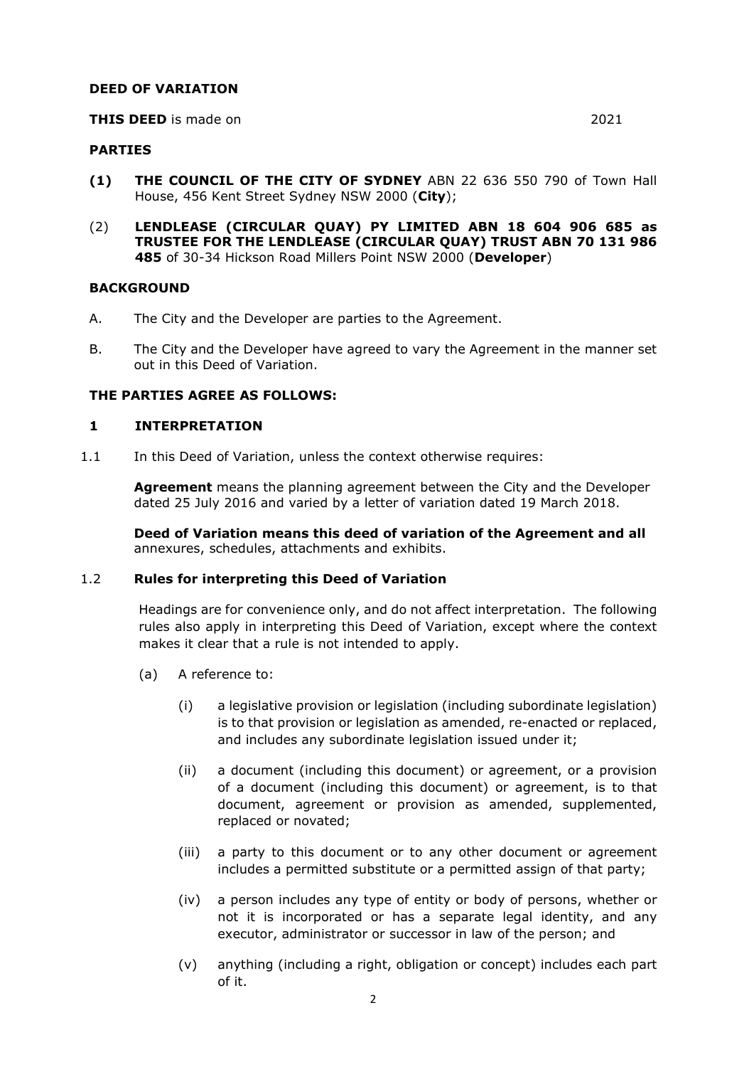**DEED OF VARIATION**

**THIS DEED** is made on 2021

**PARTIES**

**(1) THE COUNCIL OF THE CITY OF SYDNEY** ABN 22 636 550 790 of Town Hall House, 456 Kent Street Sydney NSW 2000 (**City**);

(2) **LENDLEASE (CIRCULAR QUAY) PY LIMITED ABN 18 604 906 685 as TRUSTEE FOR THE LENDLEASE (CIRCULAR QUAY) TRUST ABN 70 131 986 485** of 30-34 Hickson Road Millers Point NSW 2000 (**Developer**)

**BACKGROUND**

A. The City and the Developer are parties to the Agreement.

B. The City and the Developer have agreed to vary the Agreement in the manner set out in this Deed of Variation.

**THE PARTIES AGREE AS FOLLOWS:**

**1 INTERPRETATION**

1.1 In this Deed of Variation, unless the context otherwise requires:

**Agreement** means the planning agreement between the City and the Developer dated 25 July 2016 and varied by a letter of variation dated 19 March 2018.

**Deed of Variation means this deed of variation of the Agreement and all** annexures, schedules, attachments and exhibits.

1.2 **Rules for interpreting this Deed of Variation**

Headings are for convenience only, and do not affect interpretation. The following rules also apply in interpreting this Deed of Variation, except where the context makes it clear that a rule is not intended to apply.

(a) A reference to:

(i) a legislative provision or legislation (including subordinate legislation) is to that provision or legislation as amended, re-enacted or replaced, and includes any subordinate legislation issued under it;

(ii) a document (including this document) or agreement, or a provision of a document (including this document) or agreement, is to that document, agreement or provision as amended, supplemented, replaced or novated;

(iii) a party to this document or to any other document or agreement includes a permitted substitute or a permitted assign of that party;

(iv) a person includes any type of entity or body of persons, whether or not it is incorporated or has a separate legal identity, and any executor, administrator or successor in law of the person; and

(v) anything (including a right, obligation or concept) includes each part of it.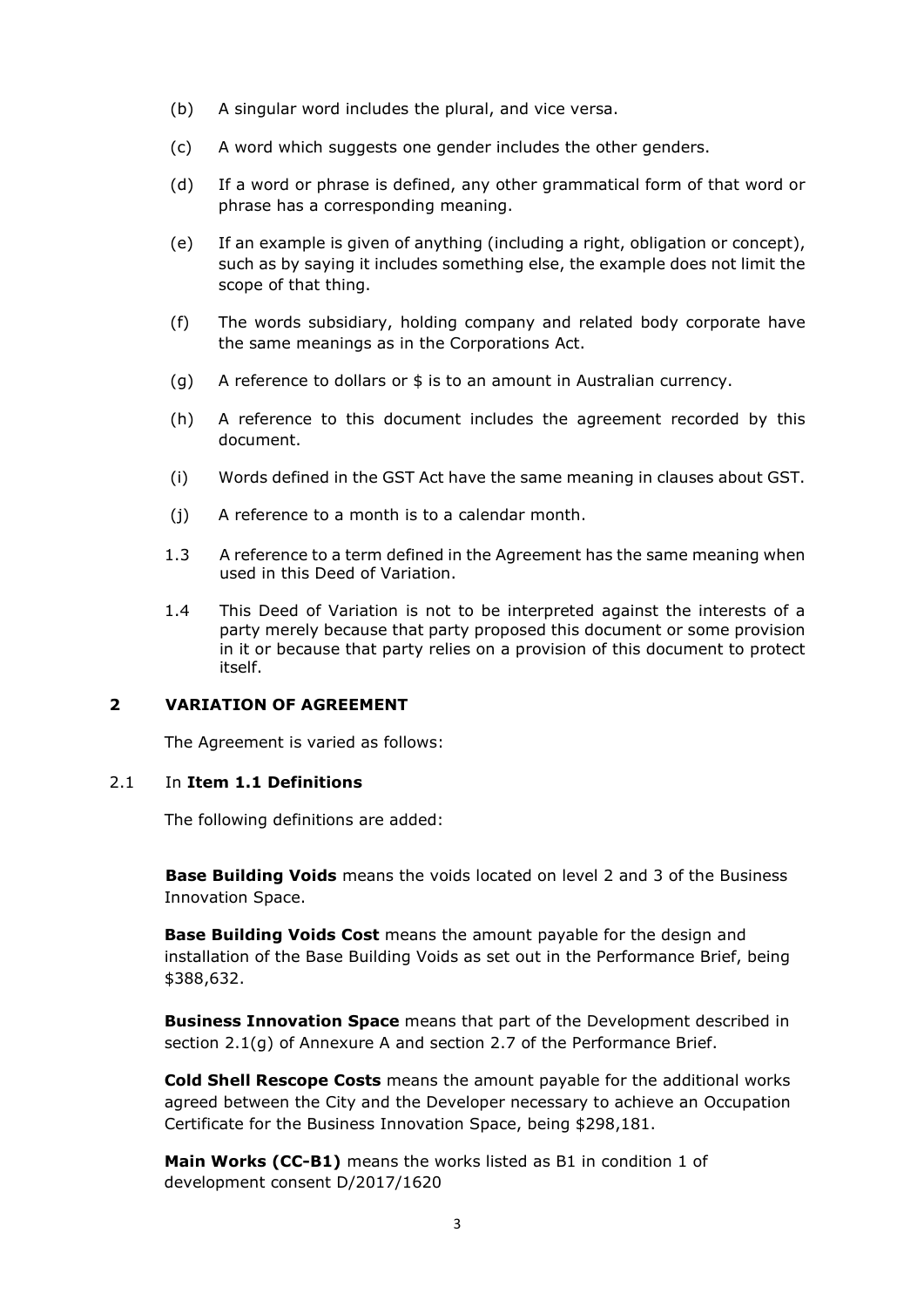(b) A singular word includes the plural, and vice versa.

(c) A word which suggests one gender includes the other genders.

(d) If a word or phrase is defined, any other grammatical form of that word or phrase has a corresponding meaning.

(e) If an example is given of anything (including a right, obligation or concept), such as by saying it includes something else, the example does not limit the scope of that thing.

(f) The words subsidiary, holding company and related body corporate have the same meanings as in the Corporations Act.

(g) A reference to dollars or $ is to an amount in Australian currency.

(h) A reference to this document includes the agreement recorded by this document.

(i) Words defined in the GST Act have the same meaning in clauses about GST.

(j) A reference to a month is to a calendar month.

1.3 A reference to a term defined in the Agreement has the same meaning when used in this Deed of Variation.

1.4 This Deed of Variation is not to be interpreted against the interests of a party merely because that party proposed this document or some provision in it or because that party relies on a provision of this document to protect itself.

## 2 VARIATION OF AGREEMENT

The Agreement is varied as follows:

2.1 In **Item 1.1 Definitions**

The following definitions are added:

**Base Building Voids** means the voids located on level 2 and 3 of the Business Innovation Space.

**Base Building Voids Cost** means the amount payable for the design and installation of the Base Building Voids as set out in the Performance Brief, being $388,632.

**Business Innovation Space** means that part of the Development described in section 2.1(g) of Annexure A and section 2.7 of the Performance Brief.

**Cold Shell Rescope Costs** means the amount payable for the additional works agreed between the City and the Developer necessary to achieve an Occupation Certificate for the Business Innovation Space, being $298,181.

**Main Works (CC-B1)** means the works listed as B1 in condition 1 of development consent D/2017/1620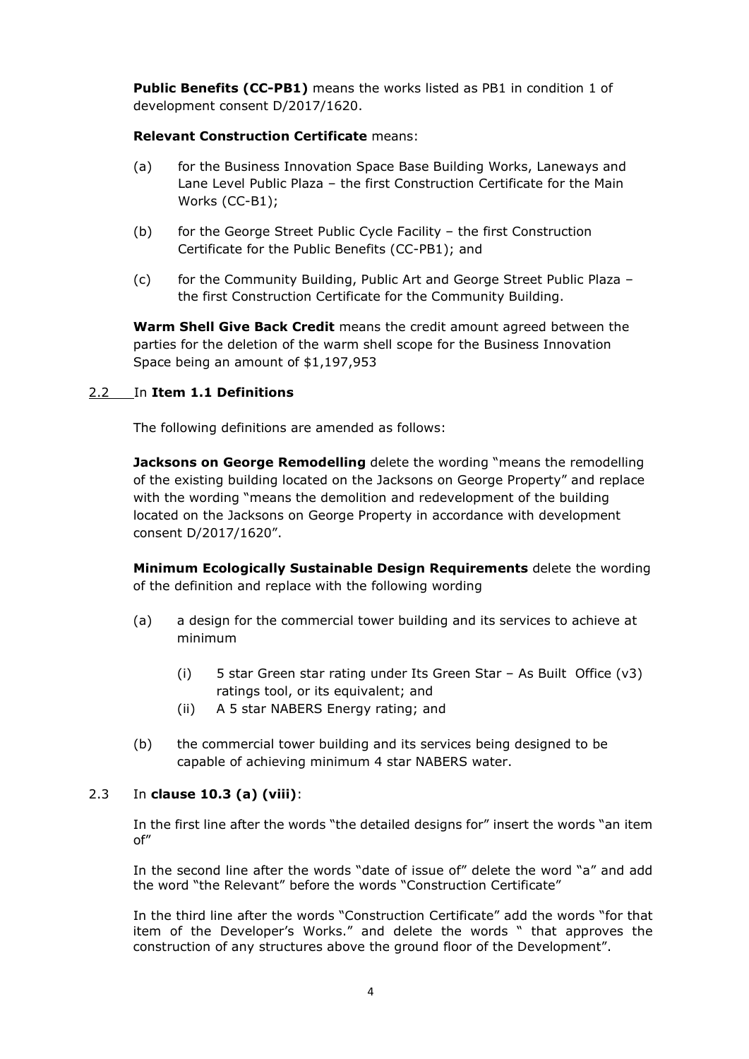**Public Benefits (CC-PB1)** means the works listed as PB1 in condition 1 of development consent D/2017/1620.

**Relevant Construction Certificate** means:

(a) for the Business Innovation Space Base Building Works, Laneways and Lane Level Public Plaza – the first Construction Certificate for the Main Works (CC-B1);

(b) for the George Street Public Cycle Facility – the first Construction Certificate for the Public Benefits (CC-PB1); and

(c) for the Community Building, Public Art and George Street Public Plaza – the first Construction Certificate for the Community Building.

**Warm Shell Give Back Credit** means the credit amount agreed between the parties for the deletion of the warm shell scope for the Business Innovation Space being an amount of $1,197,953

2.2 In **Item 1.1 Definitions**

The following definitions are amended as follows:

**Jacksons on George Remodelling** delete the wording "means the remodelling of the existing building located on the Jacksons on George Property" and replace with the wording "means the demolition and redevelopment of the building located on the Jacksons on George Property in accordance with development consent D/2017/1620".

**Minimum Ecologically Sustainable Design Requirements** delete the wording of the definition and replace with the following wording

(a) a design for the commercial tower building and its services to achieve at minimum

(i) 5 star Green star rating under Its Green Star – As Built Office (v3) ratings tool, or its equivalent; and

(ii) A 5 star NABERS Energy rating; and

(b) the commercial tower building and its services being designed to be capable of achieving minimum 4 star NABERS water.

2.3 In **clause 10.3 (a) (viii)**:

In the first line after the words "the detailed designs for" insert the words "an item of"

In the second line after the words "date of issue of" delete the word "a" and add the word "the Relevant" before the words "Construction Certificate"

In the third line after the words "Construction Certificate" add the words "for that item of the Developer's Works." and delete the words " that approves the construction of any structures above the ground floor of the Development".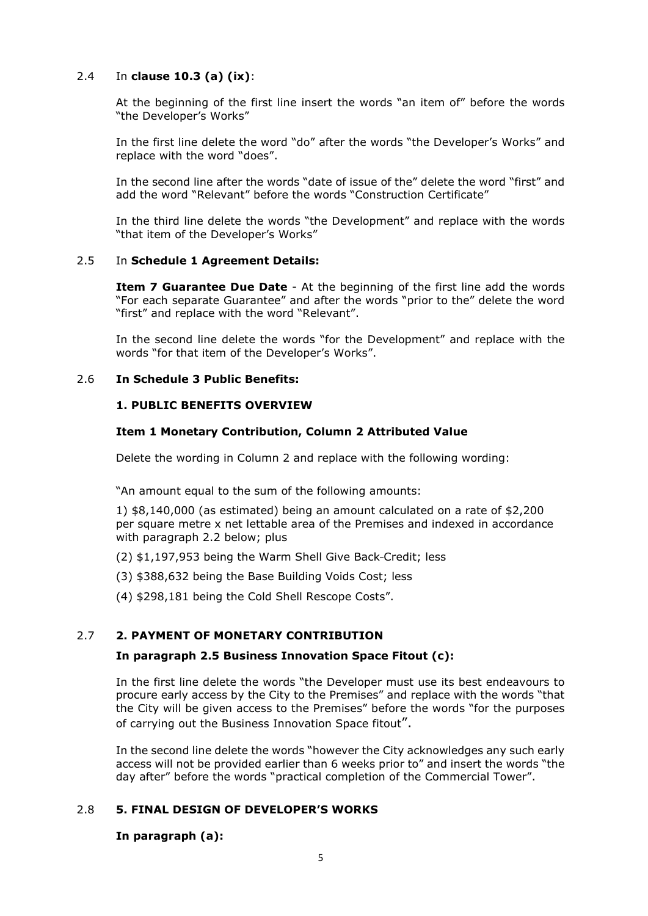2.4 In **clause 10.3 (a) (ix)**:

At the beginning of the first line insert the words "an item of" before the words "the Developer's Works"

In the first line delete the word "do" after the words "the Developer's Works" and replace with the word "does".

In the second line after the words "date of issue of the" delete the word "first" and add the word "Relevant" before the words "Construction Certificate"

In the third line delete the words "the Development" and replace with the words "that item of the Developer's Works"

2.5 In **Schedule 1 Agreement Details:**

**Item 7 Guarantee Due Date** - At the beginning of the first line add the words "For each separate Guarantee" and after the words "prior to the" delete the word "first" and replace with the word "Relevant".

In the second line delete the words "for the Development" and replace with the words "for that item of the Developer's Works".

2.6 **In Schedule 3 Public Benefits:**

**1. PUBLIC BENEFITS OVERVIEW**

**Item 1 Monetary Contribution, Column 2 Attributed Value**

Delete the wording in Column 2 and replace with the following wording:

"An amount equal to the sum of the following amounts:

1) $8,140,000 (as estimated) being an amount calculated on a rate of $2,200 per square metre x net lettable area of the Premises and indexed in accordance with paragraph 2.2 below; plus

(2) $1,197,953 being the Warm Shell Give Back-Credit; less

(3) $388,632 being the Base Building Voids Cost; less

(4) $298,181 being the Cold Shell Rescope Costs".

2.7 **2. PAYMENT OF MONETARY CONTRIBUTION**

**In paragraph 2.5 Business Innovation Space Fitout (c):**

In the first line delete the words "the Developer must use its best endeavours to procure early access by the City to the Premises" and replace with the words "that the City will be given access to the Premises" before the words "for the purposes of carrying out the Business Innovation Space fitout".

In the second line delete the words "however the City acknowledges any such early access will not be provided earlier than 6 weeks prior to" and insert the words "the day after" before the words "practical completion of the Commercial Tower".

2.8 **5. FINAL DESIGN OF DEVELOPER'S WORKS**

**In paragraph (a):**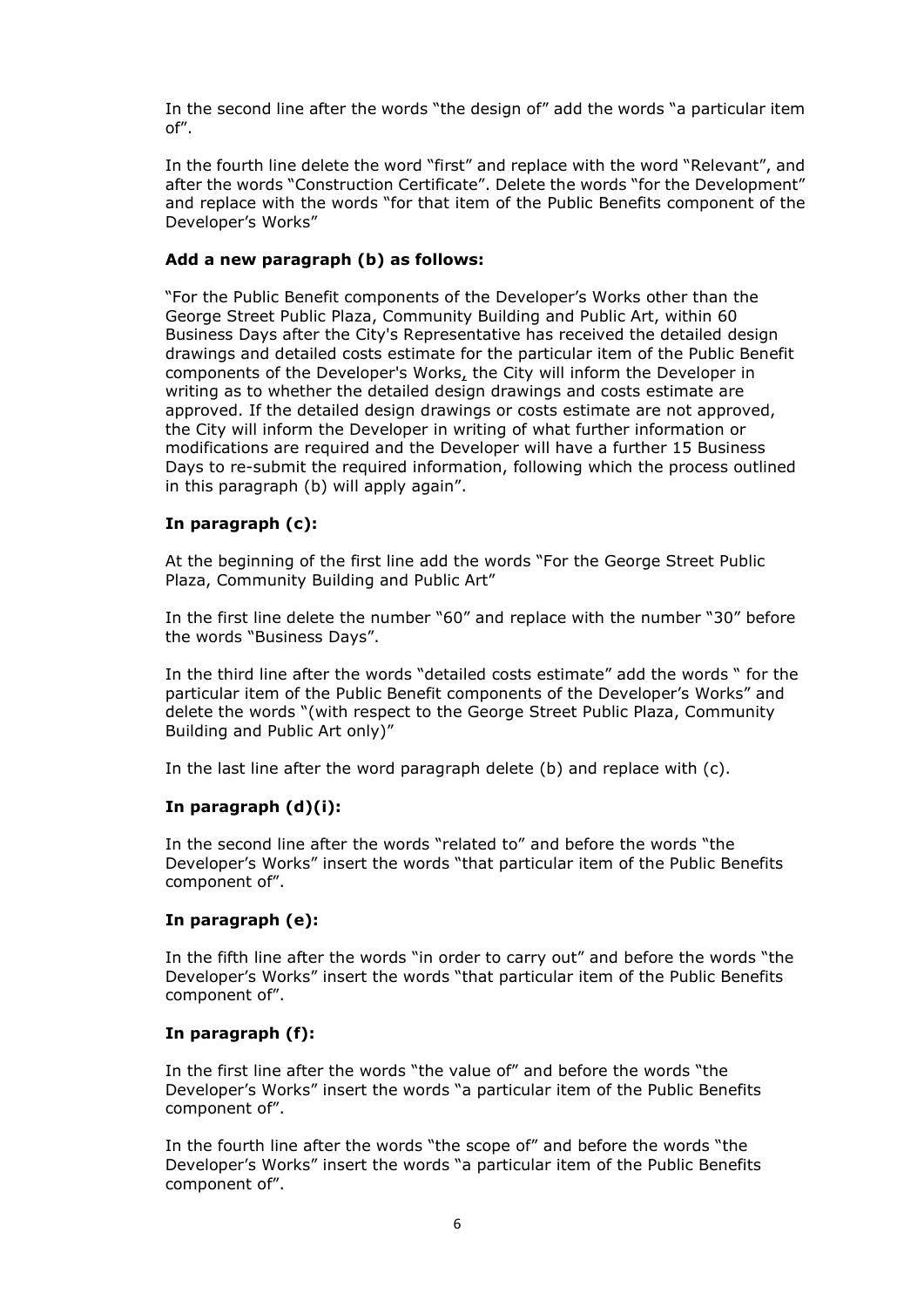In the second line after the words "the design of" add the words "a particular item of".

In the fourth line delete the word "first" and replace with the word "Relevant", and after the words "Construction Certificate". Delete the words "for the Development" and replace with the words "for that item of the Public Benefits component of the Developer's Works"

**Add a new paragraph (b) as follows:**

"For the Public Benefit components of the Developer's Works other than the George Street Public Plaza, Community Building and Public Art, within 60 Business Days after the City's Representative has received the detailed design drawings and detailed costs estimate for the particular item of the Public Benefit components of the Developer's Works, the City will inform the Developer in writing as to whether the detailed design drawings and costs estimate are approved. If the detailed design drawings or costs estimate are not approved, the City will inform the Developer in writing of what further information or modifications are required and the Developer will have a further 15 Business Days to re-submit the required information, following which the process outlined in this paragraph (b) will apply again".

**In paragraph (c):**

At the beginning of the first line add the words "For the George Street Public Plaza, Community Building and Public Art"

In the first line delete the number "60" and replace with the number "30" before the words "Business Days".

In the third line after the words "detailed costs estimate" add the words " for the particular item of the Public Benefit components of the Developer's Works" and delete the words "(with respect to the George Street Public Plaza, Community Building and Public Art only)"

In the last line after the word paragraph delete (b) and replace with (c).

**In paragraph (d)(i):**

In the second line after the words "related to" and before the words "the Developer's Works" insert the words "that particular item of the Public Benefits component of".

**In paragraph (e):**

In the fifth line after the words "in order to carry out" and before the words "the Developer's Works" insert the words "that particular item of the Public Benefits component of".

**In paragraph (f):**

In the first line after the words "the value of" and before the words "the Developer's Works" insert the words "a particular item of the Public Benefits component of".

In the fourth line after the words "the scope of" and before the words "the Developer's Works" insert the words "a particular item of the Public Benefits component of".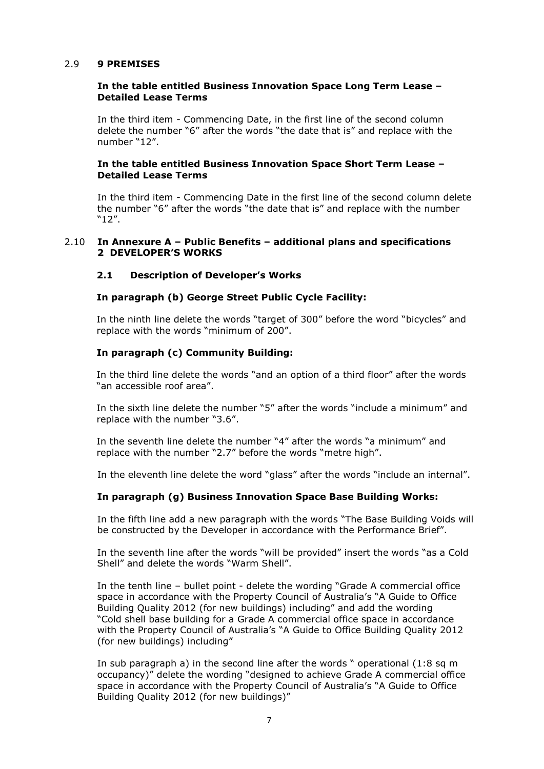**2.9 9 PREMISES**

**In the table entitled Business Innovation Space Long Term Lease – Detailed Lease Terms**

In the third item - Commencing Date, in the first line of the second column delete the number "6" after the words "the date that is" and replace with the number "12".

**In the table entitled Business Innovation Space Short Term Lease – Detailed Lease Terms**

In the third item - Commencing Date in the first line of the second column delete the number "6" after the words "the date that is" and replace with the number "12".

**2.10 In Annexure A – Public Benefits – additional plans and specifications 2 DEVELOPER'S WORKS**

**2.1 Description of Developer's Works**

**In paragraph (b) George Street Public Cycle Facility:**

In the ninth line delete the words "target of 300" before the word "bicycles" and replace with the words "minimum of 200".

**In paragraph (c) Community Building:**

In the third line delete the words "and an option of a third floor" after the words "an accessible roof area".

In the sixth line delete the number "5" after the words "include a minimum" and replace with the number "3.6".

In the seventh line delete the number "4" after the words "a minimum" and replace with the number "2.7" before the words "metre high".

In the eleventh line delete the word "glass" after the words "include an internal".

**In paragraph (g) Business Innovation Space Base Building Works:**

In the fifth line add a new paragraph with the words "The Base Building Voids will be constructed by the Developer in accordance with the Performance Brief".

In the seventh line after the words "will be provided" insert the words "as a Cold Shell" and delete the words "Warm Shell".

In the tenth line – bullet point - delete the wording "Grade A commercial office space in accordance with the Property Council of Australia's "A Guide to Office Building Quality 2012 (for new buildings) including" and add the wording "Cold shell base building for a Grade A commercial office space in accordance with the Property Council of Australia's "A Guide to Office Building Quality 2012 (for new buildings) including"

In sub paragraph a) in the second line after the words " operational (1:8 sq m occupancy)" delete the wording "designed to achieve Grade A commercial office space in accordance with the Property Council of Australia's "A Guide to Office Building Quality 2012 (for new buildings)"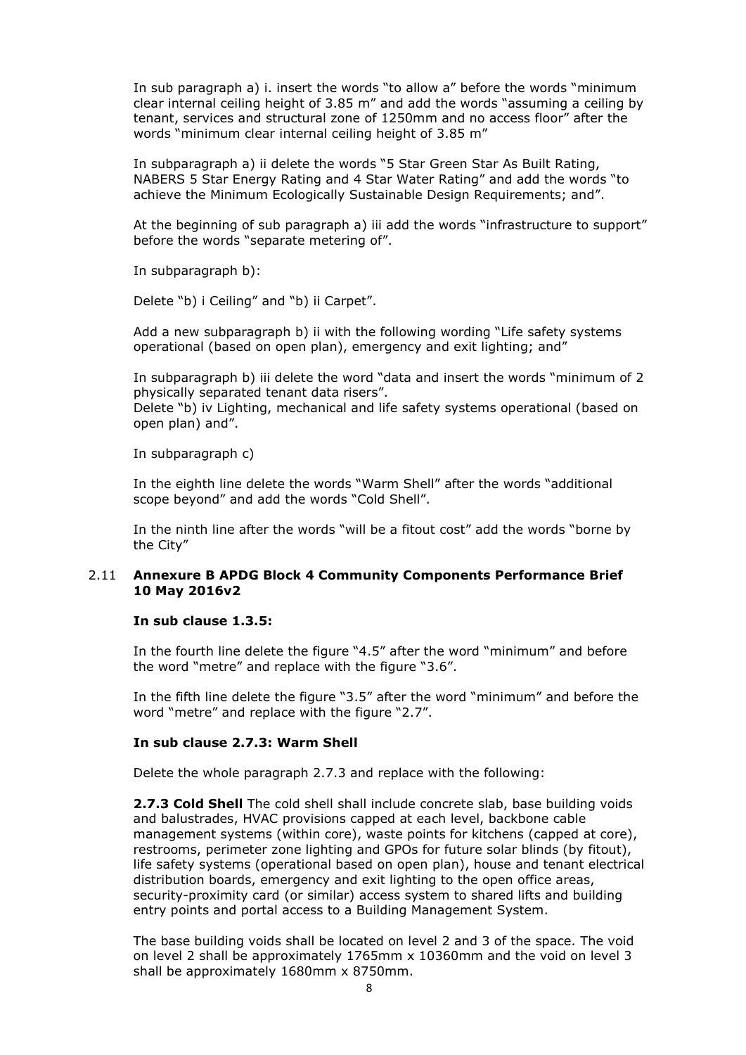In sub paragraph a) i. insert the words "to allow a" before the words "minimum clear internal ceiling height of 3.85 m" and add the words "assuming a ceiling by tenant, services and structural zone of 1250mm and no access floor" after the words "minimum clear internal ceiling height of 3.85 m"

In subparagraph a) ii delete the words "5 Star Green Star As Built Rating, NABERS 5 Star Energy Rating and 4 Star Water Rating" and add the words "to achieve the Minimum Ecologically Sustainable Design Requirements; and".

At the beginning of sub paragraph a) iii add the words "infrastructure to support" before the words "separate metering of".

In subparagraph b):

Delete "b) i Ceiling" and "b) ii Carpet".

Add a new subparagraph b) ii with the following wording "Life safety systems operational (based on open plan), emergency and exit lighting; and"

In subparagraph b) iii delete the word "data and insert the words "minimum of 2 physically separated tenant data risers".
Delete "b) iv Lighting, mechanical and life safety systems operational (based on open plan) and".

In subparagraph c)

In the eighth line delete the words "Warm Shell" after the words "additional scope beyond" and add the words "Cold Shell".

In the ninth line after the words "will be a fitout cost" add the words "borne by the City"

### 2.11 Annexure B APDG Block 4 Community Components Performance Brief 10 May 2016v2

**In sub clause 1.3.5:**

In the fourth line delete the figure "4.5" after the word "minimum" and before the word "metre" and replace with the figure "3.6".

In the fifth line delete the figure "3.5" after the word "minimum" and before the word "metre" and replace with the figure "2.7".

**In sub clause 2.7.3: Warm Shell**

Delete the whole paragraph 2.7.3 and replace with the following:

**2.7.3 Cold Shell** The cold shell shall include concrete slab, base building voids and balustrades, HVAC provisions capped at each level, backbone cable management systems (within core), waste points for kitchens (capped at core), restrooms, perimeter zone lighting and GPOs for future solar blinds (by fitout), life safety systems (operational based on open plan), house and tenant electrical distribution boards, emergency and exit lighting to the open office areas, security-proximity card (or similar) access system to shared lifts and building entry points and portal access to a Building Management System.

The base building voids shall be located on level 2 and 3 of the space. The void on level 2 shall be approximately 1765mm x 10360mm and the void on level 3 shall be approximately 1680mm x 8750mm.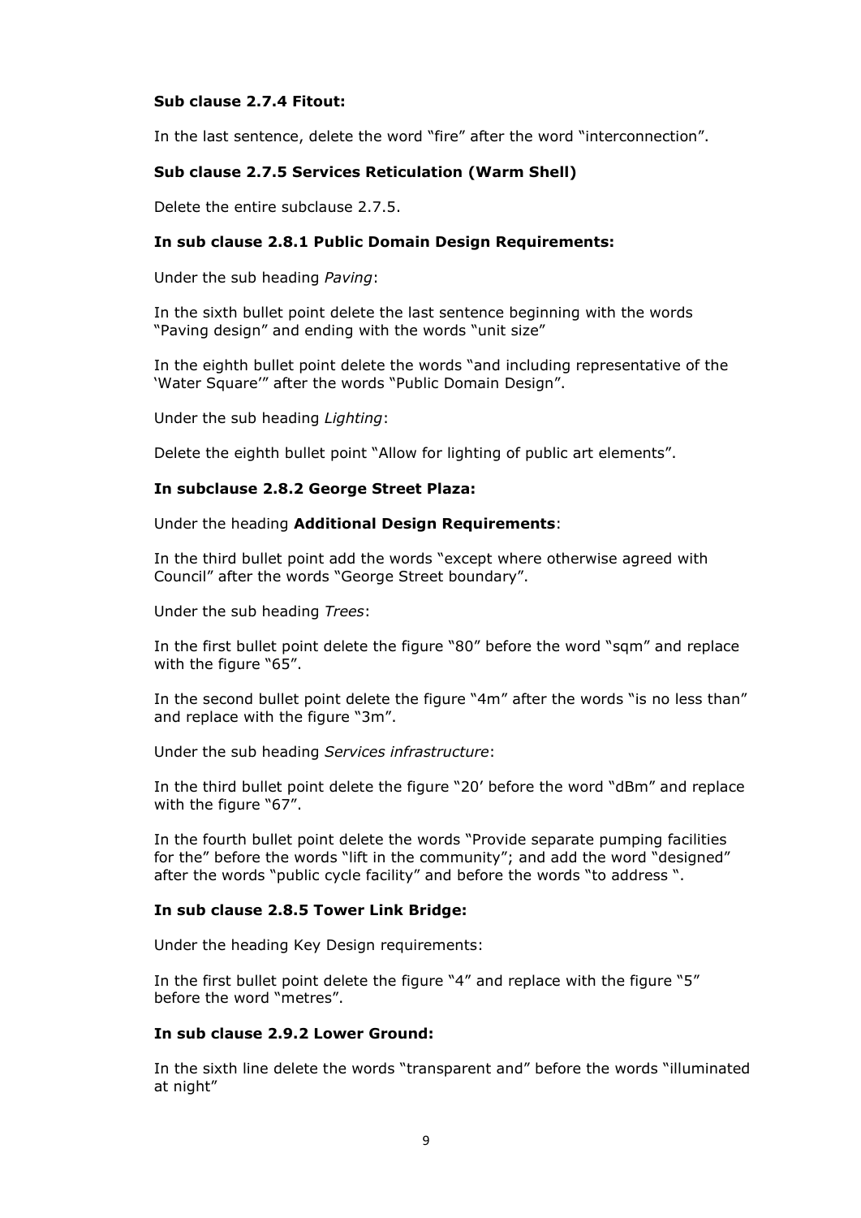**Sub clause 2.7.4 Fitout:**

In the last sentence, delete the word "fire" after the word "interconnection".

**Sub clause 2.7.5 Services Reticulation (Warm Shell)**

Delete the entire subclause 2.7.5.

**In sub clause 2.8.1 Public Domain Design Requirements:**

Under the sub heading *Paving*:

In the sixth bullet point delete the last sentence beginning with the words "Paving design" and ending with the words "unit size"

In the eighth bullet point delete the words "and including representative of the 'Water Square'" after the words "Public Domain Design".

Under the sub heading *Lighting*:

Delete the eighth bullet point "Allow for lighting of public art elements".

**In subclause 2.8.2 George Street Plaza:**

Under the heading **Additional Design Requirements**:

In the third bullet point add the words "except where otherwise agreed with Council" after the words "George Street boundary".

Under the sub heading *Trees*:

In the first bullet point delete the figure "80" before the word "sqm" and replace with the figure "65".

In the second bullet point delete the figure "4m" after the words "is no less than" and replace with the figure "3m".

Under the sub heading *Services infrastructure*:

In the third bullet point delete the figure "20' before the word "dBm" and replace with the figure "67".

In the fourth bullet point delete the words "Provide separate pumping facilities for the" before the words "lift in the community"; and add the word "designed" after the words "public cycle facility" and before the words "to address ".

**In sub clause 2.8.5 Tower Link Bridge:**

Under the heading Key Design requirements:

In the first bullet point delete the figure "4" and replace with the figure "5" before the word "metres".

**In sub clause 2.9.2 Lower Ground:**

In the sixth line delete the words "transparent and" before the words "illuminated at night"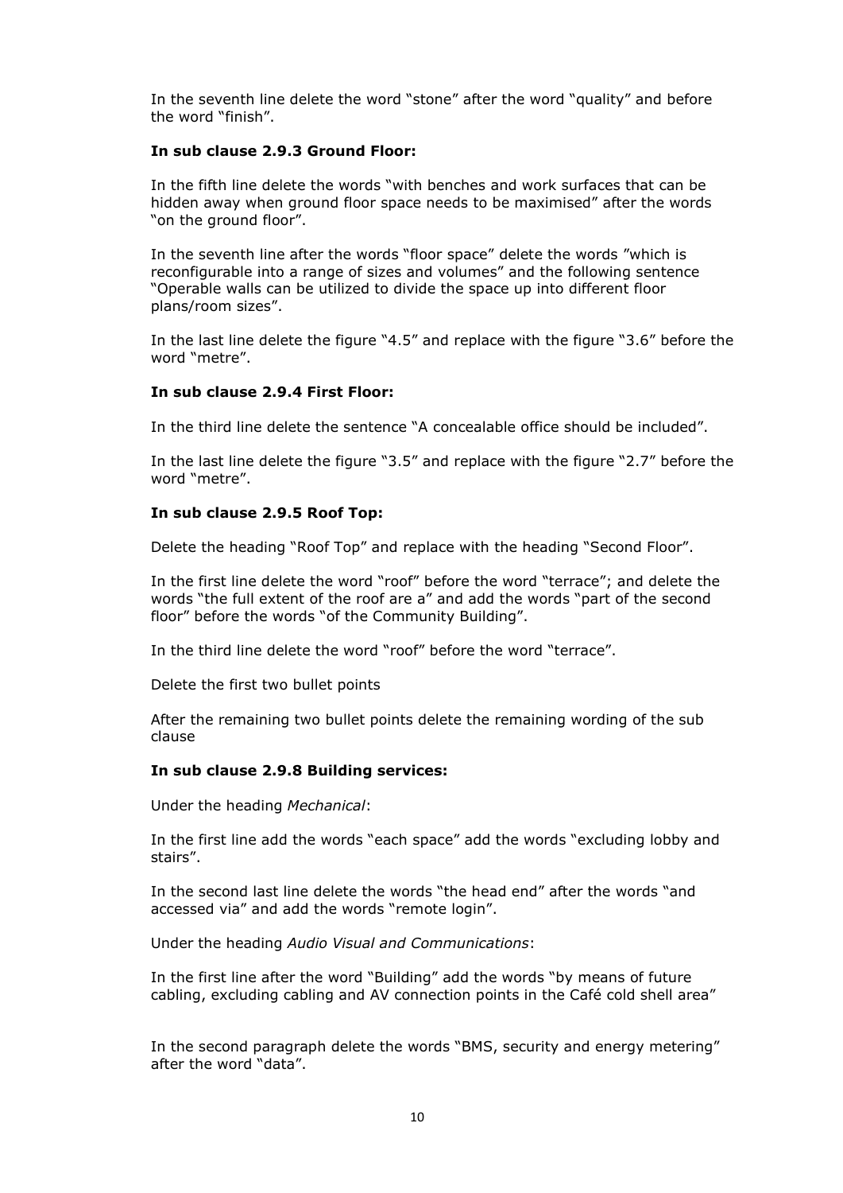In the seventh line delete the word “stone” after the word “quality” and before the word “finish”.

**In sub clause 2.9.3 Ground Floor:**

In the fifth line delete the words “with benches and work surfaces that can be hidden away when ground floor space needs to be maximised” after the words “on the ground floor”.

In the seventh line after the words “floor space” delete the words ”which is reconfigurable into a range of sizes and volumes” and the following sentence “Operable walls can be utilized to divide the space up into different floor plans/room sizes”.

In the last line delete the figure “4.5” and replace with the figure “3.6” before the word “metre”.

**In sub clause 2.9.4 First Floor:**

In the third line delete the sentence “A concealable office should be included”.

In the last line delete the figure “3.5” and replace with the figure “2.7” before the word “metre”.

**In sub clause 2.9.5 Roof Top:**

Delete the heading “Roof Top” and replace with the heading “Second Floor”.

In the first line delete the word “roof” before the word “terrace”; and delete the words “the full extent of the roof are a” and add the words “part of the second floor” before the words “of the Community Building”.

In the third line delete the word “roof” before the word “terrace”.

Delete the first two bullet points

After the remaining two bullet points delete the remaining wording of the sub clause

**In sub clause 2.9.8 Building services:**

Under the heading *Mechanical*:

In the first line add the words “each space” add the words “excluding lobby and stairs”.

In the second last line delete the words “the head end” after the words “and accessed via” and add the words “remote login”.

Under the heading *Audio Visual and Communications*:

In the first line after the word “Building” add the words “by means of future cabling, excluding cabling and AV connection points in the Café cold shell area”

In the second paragraph delete the words “BMS, security and energy metering” after the word “data”.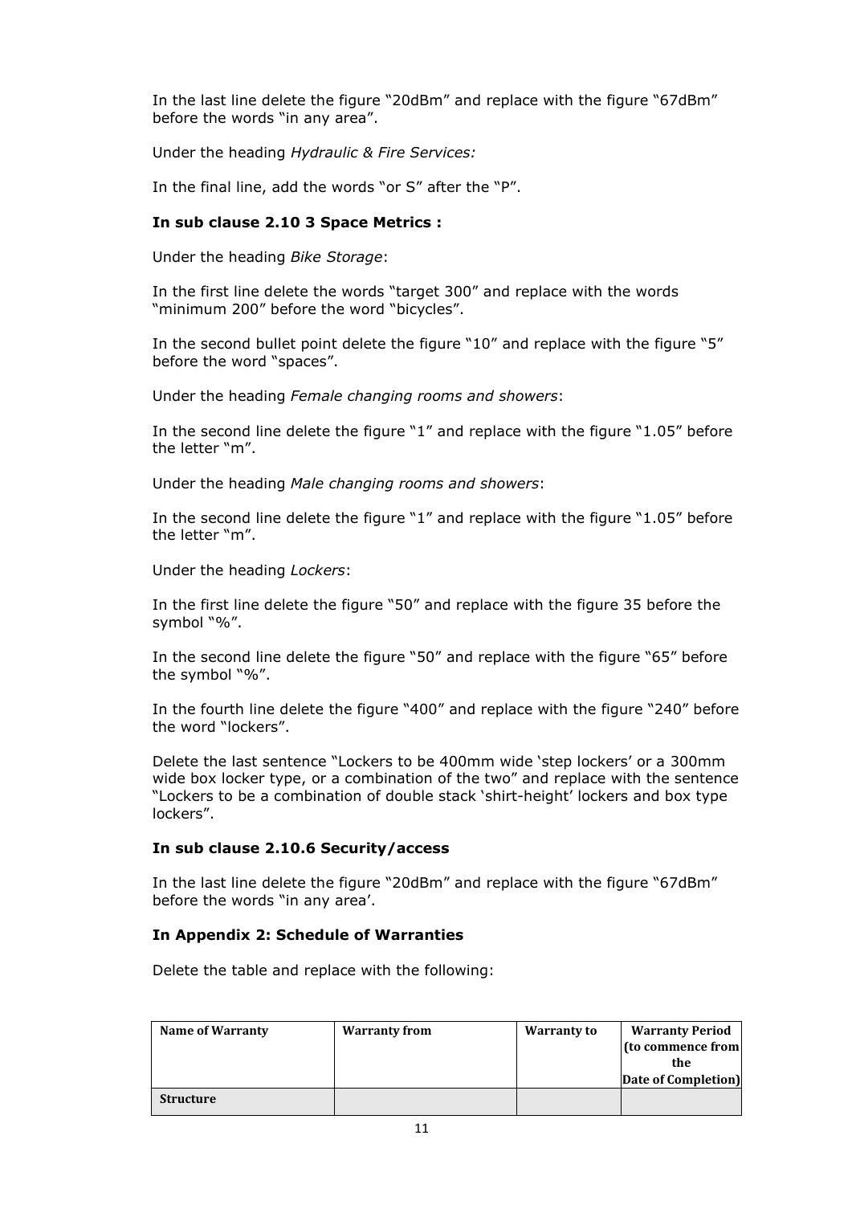In the last line delete the figure "20dBm" and replace with the figure "67dBm" before the words "in any area".

Under the heading *Hydraulic & Fire Services:*

In the final line, add the words "or S" after the "P".

**In sub clause 2.10 3 Space Metrics :**

Under the heading *Bike Storage*:

In the first line delete the words "target 300" and replace with the words "minimum 200" before the word "bicycles".

In the second bullet point delete the figure "10" and replace with the figure "5" before the word "spaces".

Under the heading *Female changing rooms and showers*:

In the second line delete the figure "1" and replace with the figure "1.05" before the letter "m".

Under the heading *Male changing rooms and showers*:

In the second line delete the figure "1" and replace with the figure "1.05" before the letter "m".

Under the heading *Lockers*:

In the first line delete the figure "50" and replace with the figure 35 before the symbol "%".

In the second line delete the figure "50" and replace with the figure "65" before the symbol "%".

In the fourth line delete the figure "400" and replace with the figure "240" before the word "lockers".

Delete the last sentence "Lockers to be 400mm wide 'step lockers' or a 300mm wide box locker type, or a combination of the two" and replace with the sentence "Lockers to be a combination of double stack 'shirt-height' lockers and box type lockers".

**In sub clause 2.10.6 Security/access**

In the last line delete the figure "20dBm" and replace with the figure "67dBm" before the words "in any area'.

**In Appendix 2: Schedule of Warranties**

Delete the table and replace with the following:

| Name of Warranty | Warranty from | Warranty to | Warranty Period (to commence from the Date of Completion) |
|---|---|---|---|
| **Structure** | | | |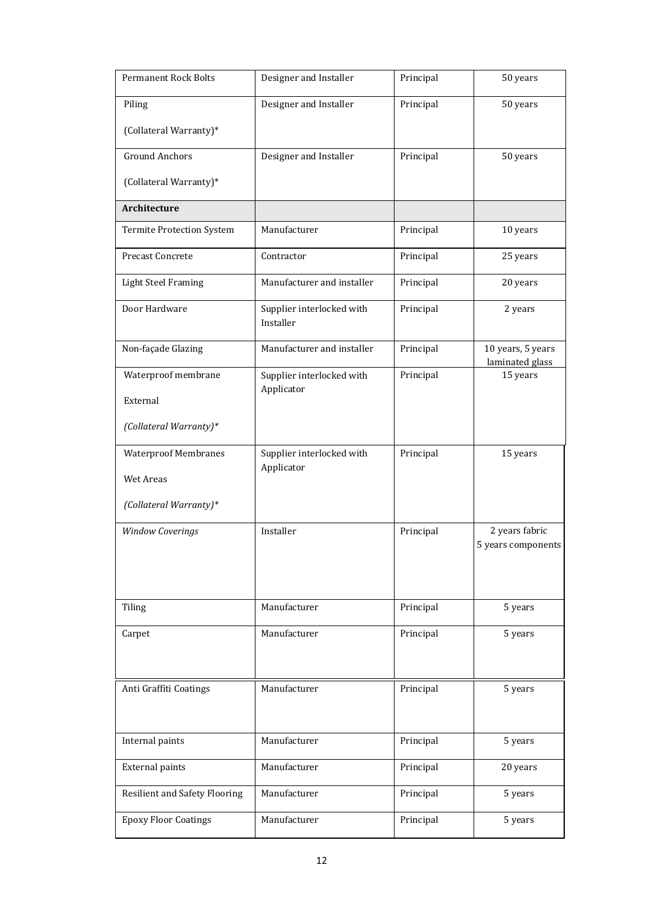| Permanent Rock Bolts | Designer and Installer | Principal | 50 years |
|---|---|---|---|
| Piling<br><br>(Collateral Warranty)* | Designer and Installer | Principal | 50 years |
| Ground Anchors<br><br>(Collateral Warranty)* | Designer and Installer | Principal | 50 years |
| **Architecture** | | | |
| Termite Protection System | Manufacturer | Principal | 10 years |
| Precast Concrete | Contractor | Principal | 25 years |
| Light Steel Framing | Manufacturer and installer | Principal | 20 years |
| Door Hardware | Supplier interlocked with Installer | Principal | 2 years |
| Non-façade Glazing | Manufacturer and installer | Principal | 10 years, 5 years laminated glass |
| Waterproof membrane<br><br>External<br><br>*(Collateral Warranty)** | Supplier interlocked with Applicator | Principal | 15 years |
| Waterproof Membranes<br><br>Wet Areas<br><br>*(Collateral Warranty)** | Supplier interlocked with Applicator | Principal | 15 years |
| *Window Coverings* | Installer | Principal | 2 years fabric<br>5 years components |
| Tiling | Manufacturer | Principal | 5 years |
| Carpet | Manufacturer | Principal | 5 years |
| Anti Graffiti Coatings | Manufacturer | Principal | 5 years |
| Internal paints | Manufacturer | Principal | 5 years |
| External paints | Manufacturer | Principal | 20 years |
| Resilient and Safety Flooring | Manufacturer | Principal | 5 years |
| Epoxy Floor Coatings | Manufacturer | Principal | 5 years |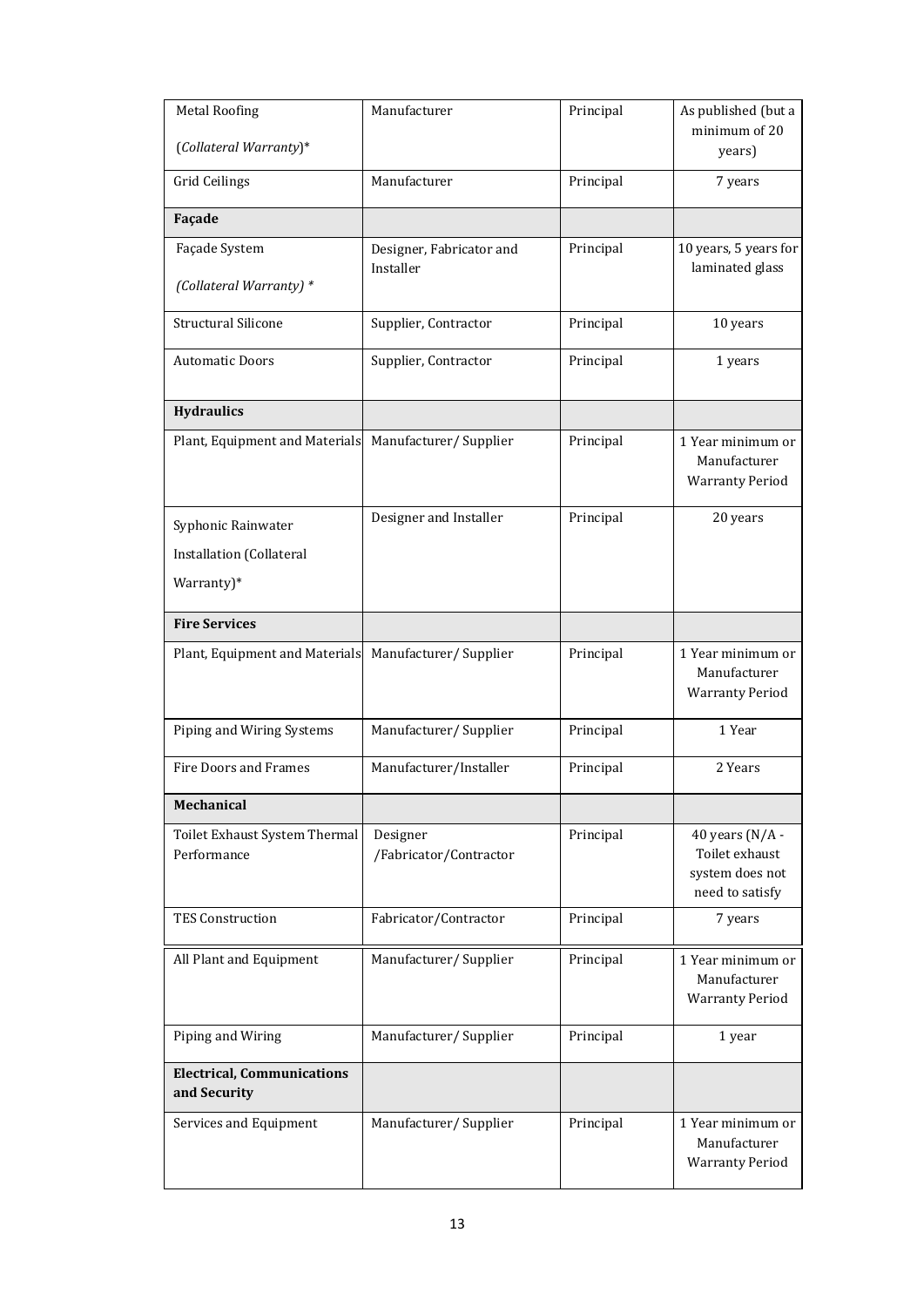| Metal Roofing (*Collateral Warranty*)* | Manufacturer | Principal | As published (but a minimum of 20 years) |
|---|---|---|---|
| Grid Ceilings | Manufacturer | Principal | 7 years |
| **Façade** | | | |
| Façade System (*Collateral Warranty) ** | Designer, Fabricator and Installer | Principal | 10 years, 5 years for laminated glass |
| Structural Silicone | Supplier, Contractor | Principal | 10 years |
| Automatic Doors | Supplier, Contractor | Principal | 1 years |
| **Hydraulics** | | | |
| Plant, Equipment and Materials | Manufacturer/ Supplier | Principal | 1 Year minimum or Manufacturer Warranty Period |
| Syphonic Rainwater Installation (Collateral Warranty)* | Designer and Installer | Principal | 20 years |
| **Fire Services** | | | |
| Plant, Equipment and Materials | Manufacturer/ Supplier | Principal | 1 Year minimum or Manufacturer Warranty Period |
| Piping and Wiring Systems | Manufacturer/ Supplier | Principal | 1 Year |
| Fire Doors and Frames | Manufacturer/Installer | Principal | 2 Years |
| **Mechanical** | | | |
| Toilet Exhaust System Thermal Performance | Designer /Fabricator/Contractor | Principal | 40 years (N/A - Toilet exhaust system does not need to satisfy |
| TES Construction | Fabricator/Contractor | Principal | 7 years |
| All Plant and Equipment | Manufacturer/ Supplier | Principal | 1 Year minimum or Manufacturer Warranty Period |
| Piping and Wiring | Manufacturer/ Supplier | Principal | 1 year |
| **Electrical, Communications and Security** | | | |
| Services and Equipment | Manufacturer/ Supplier | Principal | 1 Year minimum or Manufacturer Warranty Period |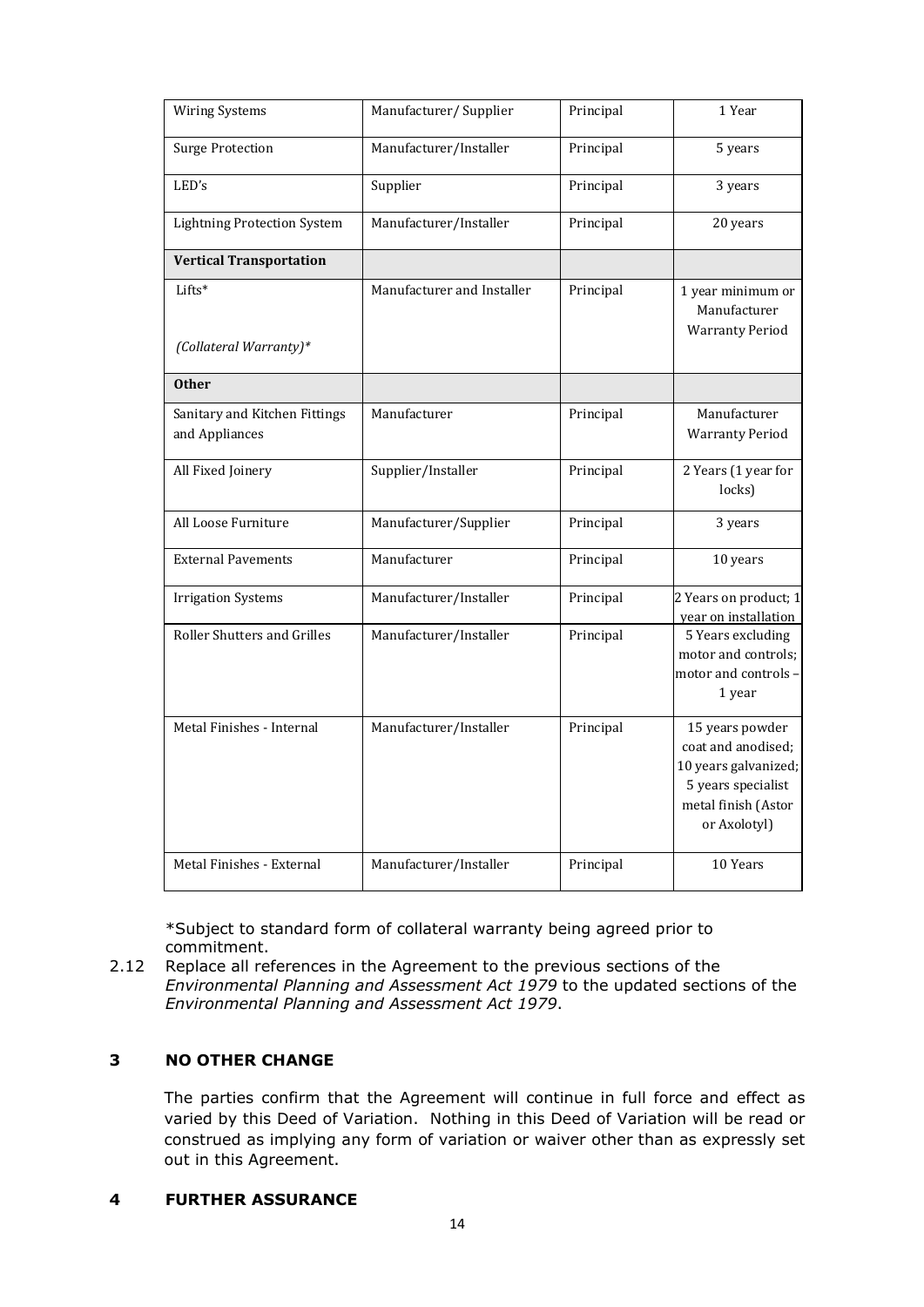| Wiring Systems | Manufacturer/ Supplier | Principal | 1 Year |
|---|---|---|---|
| Surge Protection | Manufacturer/Installer | Principal | 5 years |
| LED's | Supplier | Principal | 3 years |
| Lightning Protection System | Manufacturer/Installer | Principal | 20 years |
| **Vertical Transportation** | | | |
| Lifts* <br><br> *(Collateral Warranty)** | Manufacturer and Installer | Principal | 1 year minimum or Manufacturer Warranty Period |
| **Other** | | | |
| Sanitary and Kitchen Fittings and Appliances | Manufacturer | Principal | Manufacturer Warranty Period |
| All Fixed Joinery | Supplier/Installer | Principal | 2 Years (1 year for locks) |
| All Loose Furniture | Manufacturer/Supplier | Principal | 3 years |
| External Pavements | Manufacturer | Principal | 10 years |
| Irrigation Systems | Manufacturer/Installer | Principal | 2 Years on product; 1 year on installation |
| Roller Shutters and Grilles | Manufacturer/Installer | Principal | 5 Years excluding motor and controls; motor and controls – 1 year |
| Metal Finishes - Internal | Manufacturer/Installer | Principal | 15 years powder coat and anodised; 10 years galvanized; 5 years specialist metal finish (Astor or Axolotyl) |
| Metal Finishes - External | Manufacturer/Installer | Principal | 10 Years |

*Subject to standard form of collateral warranty being agreed prior to commitment.

2.12 Replace all references in the Agreement to the previous sections of the *Environmental Planning and Assessment Act 1979* to the updated sections of the *Environmental Planning and Assessment Act 1979*.

## 3 NO OTHER CHANGE

The parties confirm that the Agreement will continue in full force and effect as varied by this Deed of Variation. Nothing in this Deed of Variation will be read or construed as implying any form of variation or waiver other than as expressly set out in this Agreement.

## 4 FURTHER ASSURANCE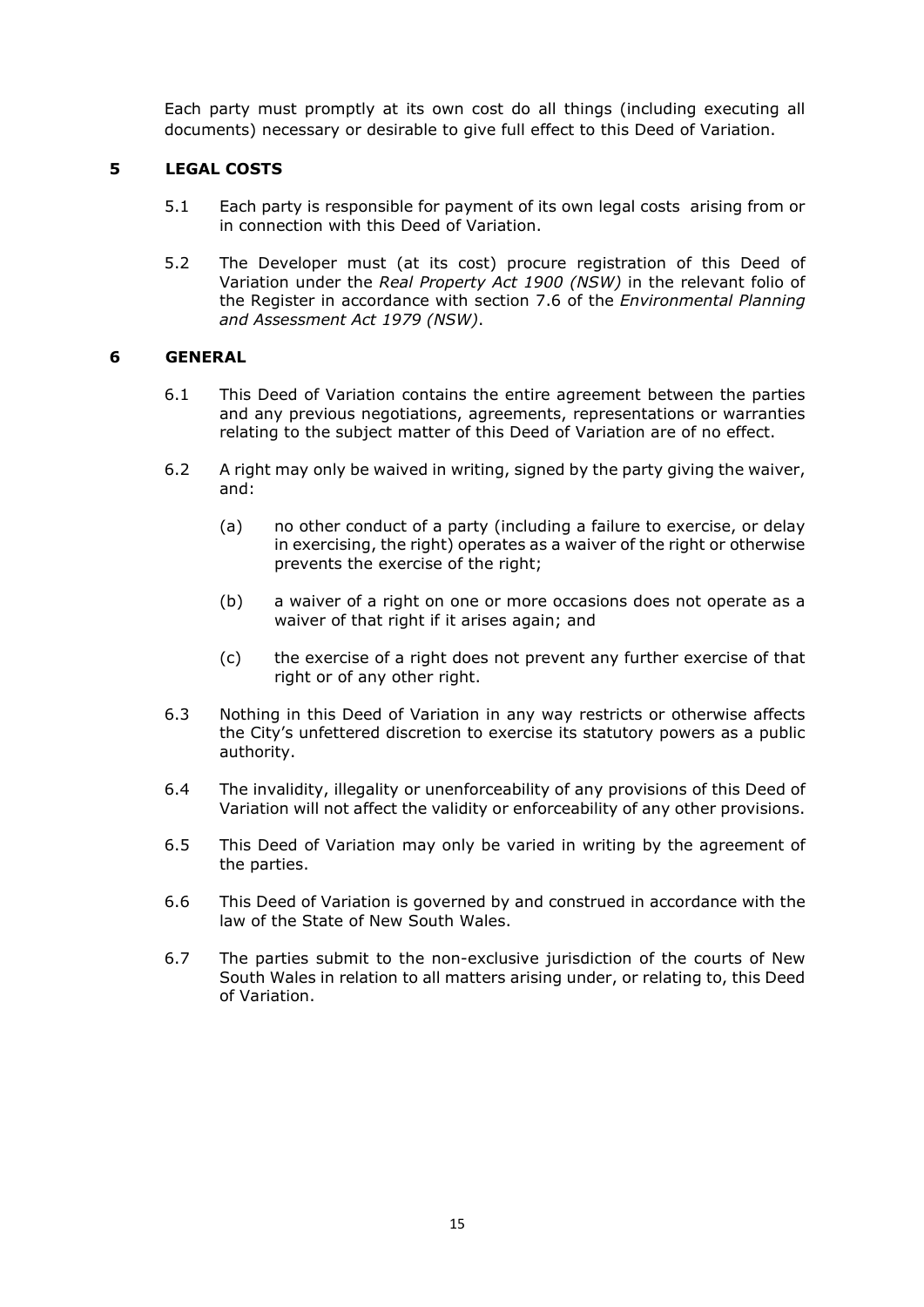Each party must promptly at its own cost do all things (including executing all documents) necessary or desirable to give full effect to this Deed of Variation.

## 5 LEGAL COSTS

5.1 Each party is responsible for payment of its own legal costs arising from or in connection with this Deed of Variation.

5.2 The Developer must (at its cost) procure registration of this Deed of Variation under the *Real Property Act 1900 (NSW)* in the relevant folio of the Register in accordance with section 7.6 of the *Environmental Planning and Assessment Act 1979 (NSW)*.

## 6 GENERAL

6.1 This Deed of Variation contains the entire agreement between the parties and any previous negotiations, agreements, representations or warranties relating to the subject matter of this Deed of Variation are of no effect.

6.2 A right may only be waived in writing, signed by the party giving the waiver, and:

(a) no other conduct of a party (including a failure to exercise, or delay in exercising, the right) operates as a waiver of the right or otherwise prevents the exercise of the right;

(b) a waiver of a right on one or more occasions does not operate as a waiver of that right if it arises again; and

(c) the exercise of a right does not prevent any further exercise of that right or of any other right.

6.3 Nothing in this Deed of Variation in any way restricts or otherwise affects the City's unfettered discretion to exercise its statutory powers as a public authority.

6.4 The invalidity, illegality or unenforceability of any provisions of this Deed of Variation will not affect the validity or enforceability of any other provisions.

6.5 This Deed of Variation may only be varied in writing by the agreement of the parties.

6.6 This Deed of Variation is governed by and construed in accordance with the law of the State of New South Wales.

6.7 The parties submit to the non-exclusive jurisdiction of the courts of New South Wales in relation to all matters arising under, or relating to, this Deed of Variation.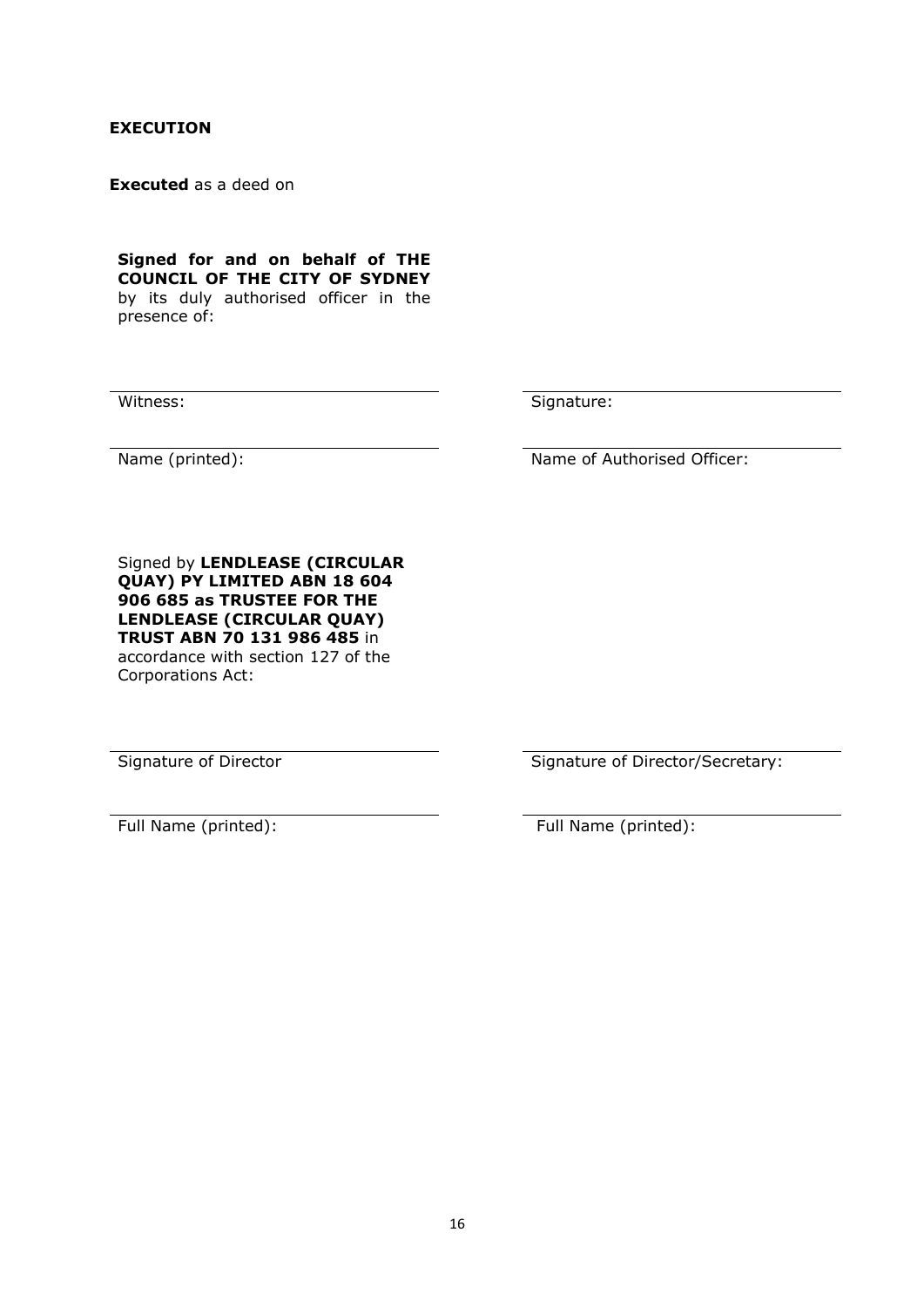**EXECUTION**

**Executed** as a deed on

**Signed for and on behalf of THE COUNCIL OF THE CITY OF SYDNEY** by its duly authorised officer in the presence of:

| | |
|---|---|
| Witness: | Signature: |
| Name (printed): | Name of Authorised Officer: |

Signed by **LENDLEASE (CIRCULAR QUAY) PY LIMITED ABN 18 604 906 685 as TRUSTEE FOR THE LENDLEASE (CIRCULAR QUAY) TRUST ABN 70 131 986 485** in accordance with section 127 of the Corporations Act:

| | |
|---|---|
| Signature of Director | Signature of Director/Secretary: |
| Full Name (printed): | Full Name (printed): |